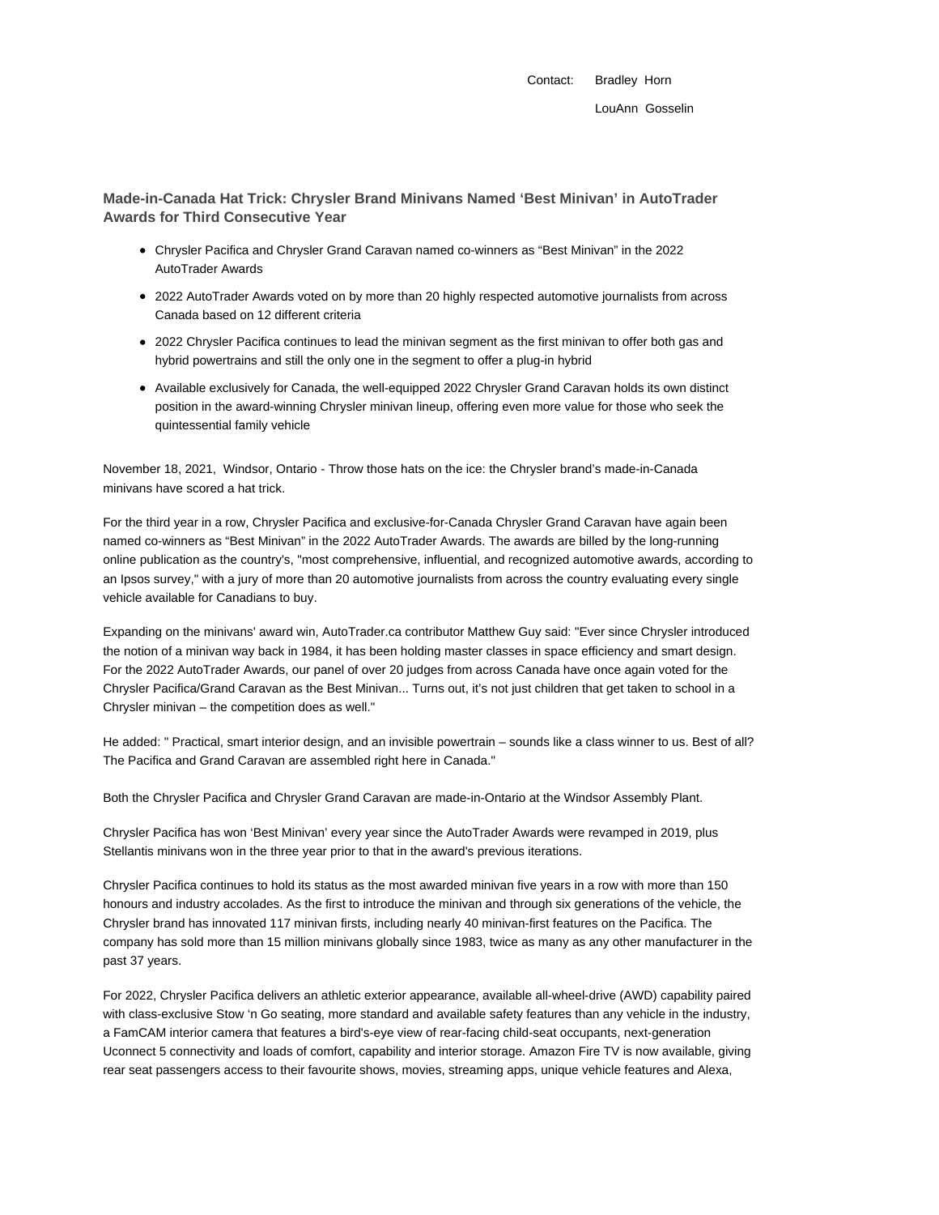Contact: Bradley Horn

LouAnn Gosselin

## Made-in-Canada Hat Trick: Chrysler Brand Minivans Named 'Best Minivan' in AutoTrader Awards for Third Consecutive Year

- Chrysler Pacifica and Chrysler Grand Caravan named co-winners as "Best Minivan" in the 2022 AutoTrader Awards
- 2022 AutoTrader Awards voted on by more than 20 highly respected automotive journalists from across Canada based on 12 different criteria
- 2022 Chrysler Pacifica continues to lead the minivan segment as the first minivan to offer both gas and hybrid powertrains and still the only one in the segment to offer a plug-in hybrid
- Available exclusively for Canada, the well-equipped 2022 Chrysler Grand Caravan holds its own distinct position in the award-winning Chrysler minivan lineup, offering even more value for those who seek the quintessential family vehicle

November 18, 2021, Windsor, Ontario - Throw those hats on the ice: the Chrysler brand's made-in-Canada minivans have scored a hat trick.

For the third year in a row, Chrysler Pacifica and exclusive-for-Canada Chrysler Grand Caravan have again been named co-winners as "Best Minivan" in the 2022 AutoTrader Awards. The awards are billed by the long-running online publication as the country's, "most comprehensive, influential, and recognized automotive awards, according to an Ipsos survey," with a jury of more than 20 automotive journalists from across the country evaluating every single vehicle available for Canadians to buy.

Expanding on the minivans' award win, AutoTrader.ca contributor Matthew Guy said: "Ever since Chrysler introduced the notion of a minivan way back in 1984, it has been holding master classes in space efficiency and smart design. For the 2022 AutoTrader Awards, our panel of over 20 judges from across Canada have once again voted for the Chrysler Pacifica/Grand Caravan as the Best Minivan... Turns out, it's not just children that get taken to school in a Chrysler minivan – the competition does as well."

He added: " Practical, smart interior design, and an invisible powertrain – sounds like a class winner to us. Best of all? The Pacifica and Grand Caravan are assembled right here in Canada."

Both the Chrysler Pacifica and Chrysler Grand Caravan are made-in-Ontario at the Windsor Assembly Plant.

Chrysler Pacifica has won 'Best Minivan' every year since the AutoTrader Awards were revamped in 2019, plus Stellantis minivans won in the three year prior to that in the award's previous iterations.

Chrysler Pacifica continues to hold its status as the most awarded minivan five years in a row with more than 150 honours and industry accolades. As the first to introduce the minivan and through six generations of the vehicle, the Chrysler brand has innovated 117 minivan firsts, including nearly 40 minivan-first features on the Pacifica. The company has sold more than 15 million minivans globally since 1983, twice as many as any other manufacturer in the past 37 years.

For 2022, Chrysler Pacifica delivers an athletic exterior appearance, available all-wheel-drive (AWD) capability paired with class-exclusive Stow 'n Go seating, more standard and available safety features than any vehicle in the industry, a FamCAM interior camera that features a bird's-eye view of rear-facing child-seat occupants, next-generation Uconnect 5 connectivity and loads of comfort, capability and interior storage. Amazon Fire TV is now available, giving rear seat passengers access to their favourite shows, movies, streaming apps, unique vehicle features and Alexa,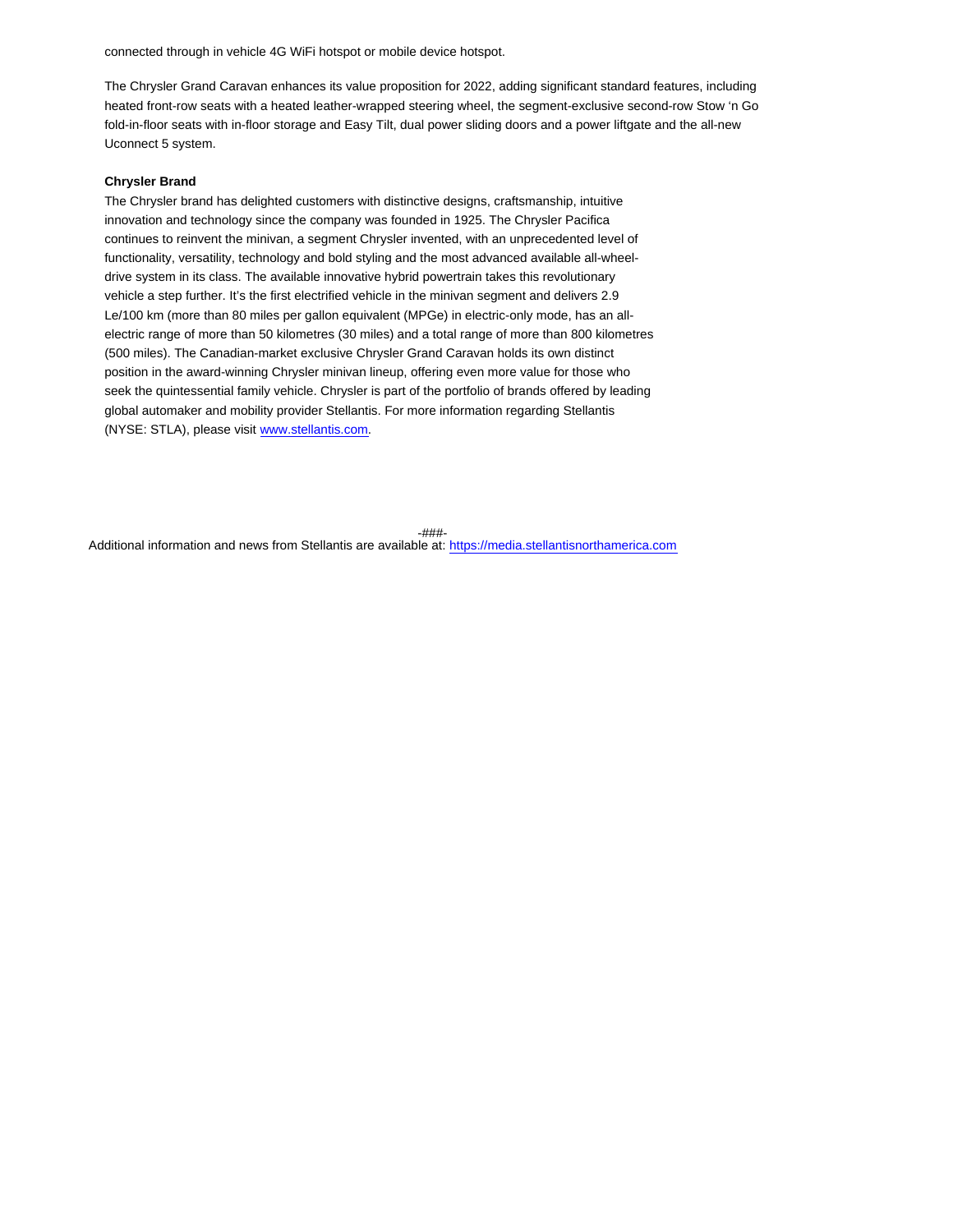connected through in vehicle 4G WiFi hotspot or mobile device hotspot.

The Chrysler Grand Caravan enhances its value proposition for 2022, adding significant standard features, including heated front-row seats with a heated leather-wrapped steering wheel, the segment-exclusive second-row Stow ‘n Go fold-in-floor seats with in-floor storage and Easy Tilt, dual power sliding doors and a power liftgate and the all-new Uconnect 5 system.

**Chrysler Brand**

The Chrysler brand has delighted customers with distinctive designs, craftsmanship, intuitive innovation and technology since the company was founded in 1925. The Chrysler Pacifica continues to reinvent the minivan, a segment Chrysler invented, with an unprecedented level of functionality, versatility, technology and bold styling and the most advanced available all-wheel-drive system in its class. The available innovative hybrid powertrain takes this revolutionary vehicle a step further. It’s the first electrified vehicle in the minivan segment and delivers 2.9 Le/100 km (more than 80 miles per gallon equivalent (MPGe) in electric-only mode, has an all-electric range of more than 50 kilometres (30 miles) and a total range of more than 800 kilometres (500 miles). The Canadian-market exclusive Chrysler Grand Caravan holds its own distinct position in the award-winning Chrysler minivan lineup, offering even more value for those who seek the quintessential family vehicle. Chrysler is part of the portfolio of brands offered by leading global automaker and mobility provider Stellantis. For more information regarding Stellantis (NYSE: STLA), please visit www.stellantis.com.

-###-

Additional information and news from Stellantis are available at: https://media.stellantisnorthamerica.com